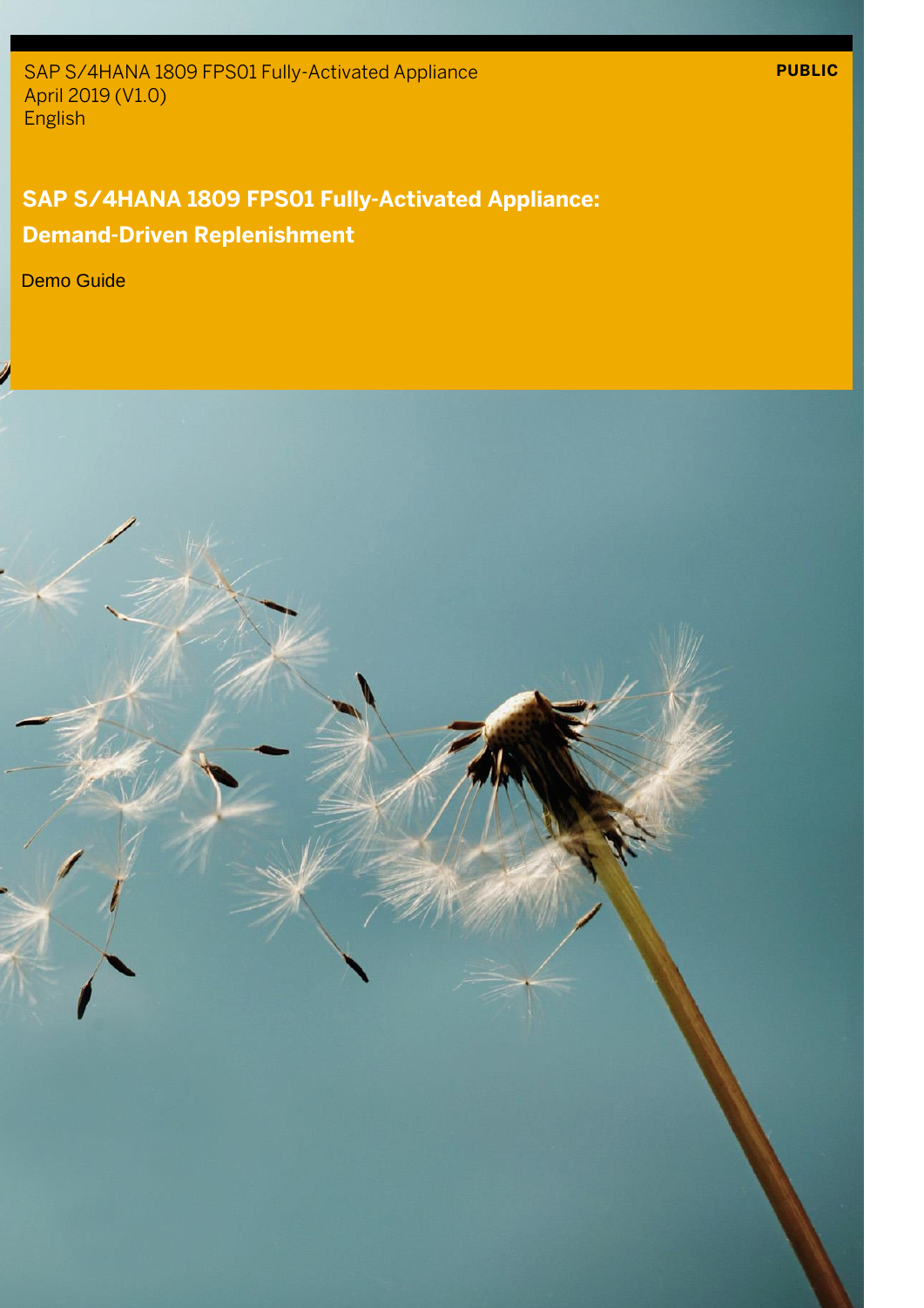SAP S/4HANA 1809 FPS01 Fully-Activated Appliance
April 2019 (V1.0)
English

**PUBLIC**

# SAP S/4HANA 1809 FPS01 Fully-Activated Appliance: Demand-Driven Replenishment

Demo Guide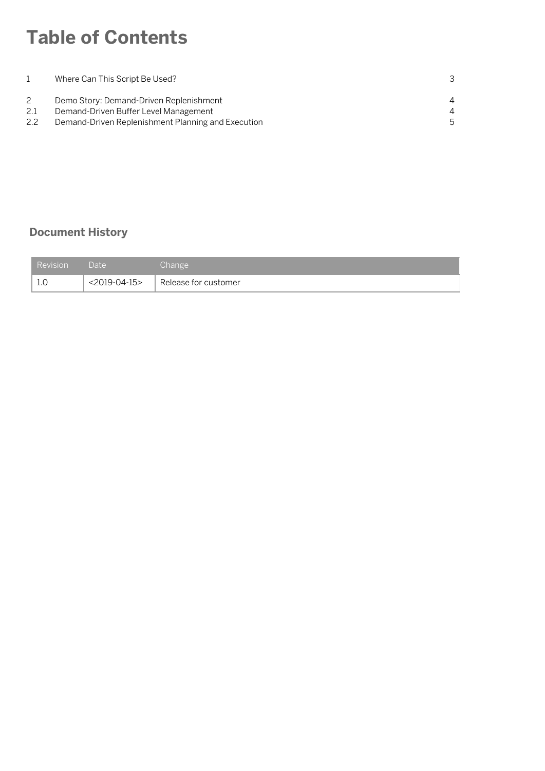# Table of Contents

| | | |
|---|---|---|
| 1 | Where Can This Script Be Used? | 3 |
| 2 | Demo Story: Demand-Driven Replenishment | 4 |
| 2.1 | Demand-Driven Buffer Level Management | 4 |
| 2.2 | Demand-Driven Replenishment Planning and Execution | 5 |

## Document History

| Revision | Date | Change |
|---|---|---|
| 1.0 | <2019-04-15> | Release for customer |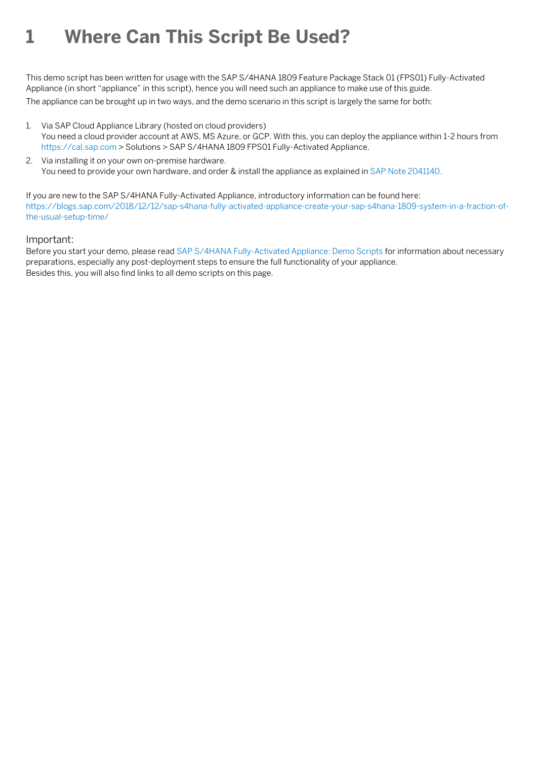# 1 Where Can This Script Be Used?

This demo script has been written for usage with the SAP S/4HANA 1809 Feature Package Stack 01 (FPS01) Fully-Activated Appliance (in short "appliance" in this script), hence you will need such an appliance to make use of this guide.

The appliance can be brought up in two ways, and the demo scenario in this script is largely the same for both:

1. Via SAP Cloud Appliance Library (hosted on cloud providers)
   You need a cloud provider account at AWS, MS Azure, or GCP. With this, you can deploy the appliance within 1-2 hours from https://cal.sap.com > Solutions > SAP S/4HANA 1809 FPS01 Fully-Activated Appliance.
2. Via installing it on your own on-premise hardware.
   You need to provide your own hardware, and order & install the appliance as explained in SAP Note 2041140.

If you are new to the SAP S/4HANA Fully-Activated Appliance, introductory information can be found here:
https://blogs.sap.com/2018/12/12/sap-s4hana-fully-activated-appliance-create-your-sap-s4hana-1809-system-in-a-fraction-of-the-usual-setup-time/

Important:

Before you start your demo, please read SAP S/4HANA Fully-Activated Appliance: Demo Scripts for information about necessary preparations, especially any post-deployment steps to ensure the full functionality of your appliance.
Besides this, you will also find links to all demo scripts on this page.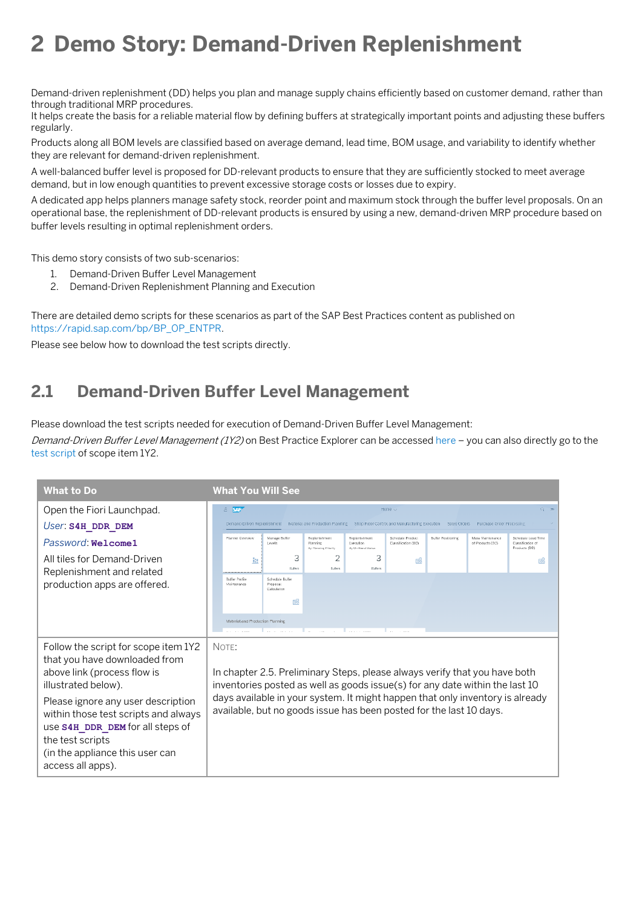# 2 Demo Story: Demand-Driven Replenishment

Demand-driven replenishment (DD) helps you plan and manage supply chains efficiently based on customer demand, rather than through traditional MRP procedures.
It helps create the basis for a reliable material flow by defining buffers at strategically important points and adjusting these buffers regularly.

Products along all BOM levels are classified based on average demand, lead time, BOM usage, and variability to identify whether they are relevant for demand-driven replenishment.

A well-balanced buffer level is proposed for DD-relevant products to ensure that they are sufficiently stocked to meet average demand, but in low enough quantities to prevent excessive storage costs or losses due to expiry.

A dedicated app helps planners manage safety stock, reorder point and maximum stock through the buffer level proposals. On an operational base, the replenishment of DD-relevant products is ensured by using a new, demand-driven MRP procedure based on buffer levels resulting in optimal replenishment orders.

This demo story consists of two sub-scenarios:

1. Demand-Driven Buffer Level Management
2. Demand-Driven Replenishment Planning and Execution

There are detailed demo scripts for these scenarios as part of the SAP Best Practices content as published on https://rapid.sap.com/bp/BP_OP_ENTPR.

Please see below how to download the test scripts directly.

## 2.1 Demand-Driven Buffer Level Management

Please download the test scripts needed for execution of Demand-Driven Buffer Level Management:

*Demand-Driven Buffer Level Management (1Y2)* on Best Practice Explorer can be accessed here – you can also directly go to the test script of scope item 1Y2.

| What to Do | What You Will See |
|---|---|
| Open the Fiori Launchpad.<br>*User*: **S4H_DDR_DEM**<br>*Password*: **Welcome1**<br>All tiles for Demand-Driven Replenishment and related production apps are offered. | |
| Follow the script for scope item 1Y2 that you have downloaded from above link (process flow is illustrated below).<br>Please ignore any user description within those test scripts and always use **S4H_DDR_DEM** for all steps of the test scripts (in the appliance this user can access all apps). | NOTE:<br>In chapter 2.5. Preliminary Steps, please always verify that you have both inventories posted as well as goods issue(s) for any date within the last 10 days available in your system. It might happen that only inventory is already available, but no goods issue has been posted for the last 10 days. |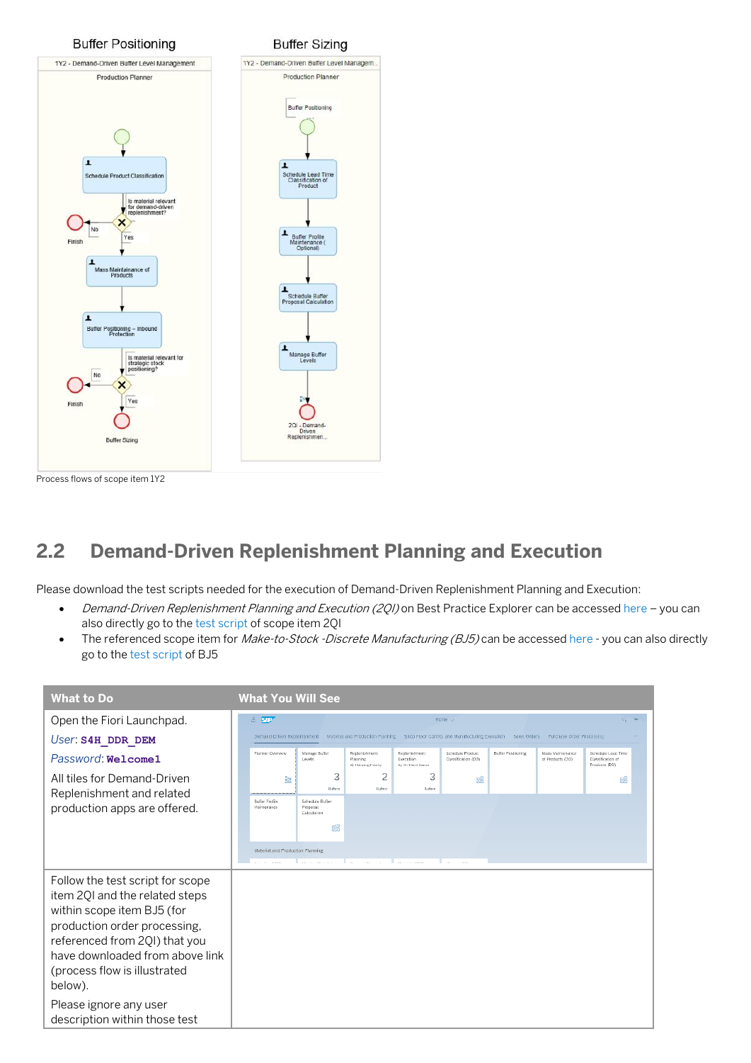Process flows of scope item 1Y2

## 2.2 Demand-Driven Replenishment Planning and Execution

Please download the test scripts needed for the execution of Demand-Driven Replenishment Planning and Execution:

- *Demand-Driven Replenishment Planning and Execution (2QI)* on Best Practice Explorer can be accessed here – you can also directly go to the test script of scope item 2QI
- The referenced scope item for *Make-to-Stock -Discrete Manufacturing (BJ5)* can be accessed here - you can also directly go to the test script of BJ5

| What to Do | What You Will See |
|---|---|
| Open the Fiori Launchpad.<br>*User*: **S4H_DDR_DEM**<br>*Password*: **Welcome1**<br>All tiles for Demand-Driven Replenishment and related production apps are offered. | |
| Follow the test script for scope item 2QI and the related steps within scope item BJ5 (for production order processing, referenced from 2QI) that you have downloaded from above link (process flow is illustrated below).<br>Please ignore any user description within those test | |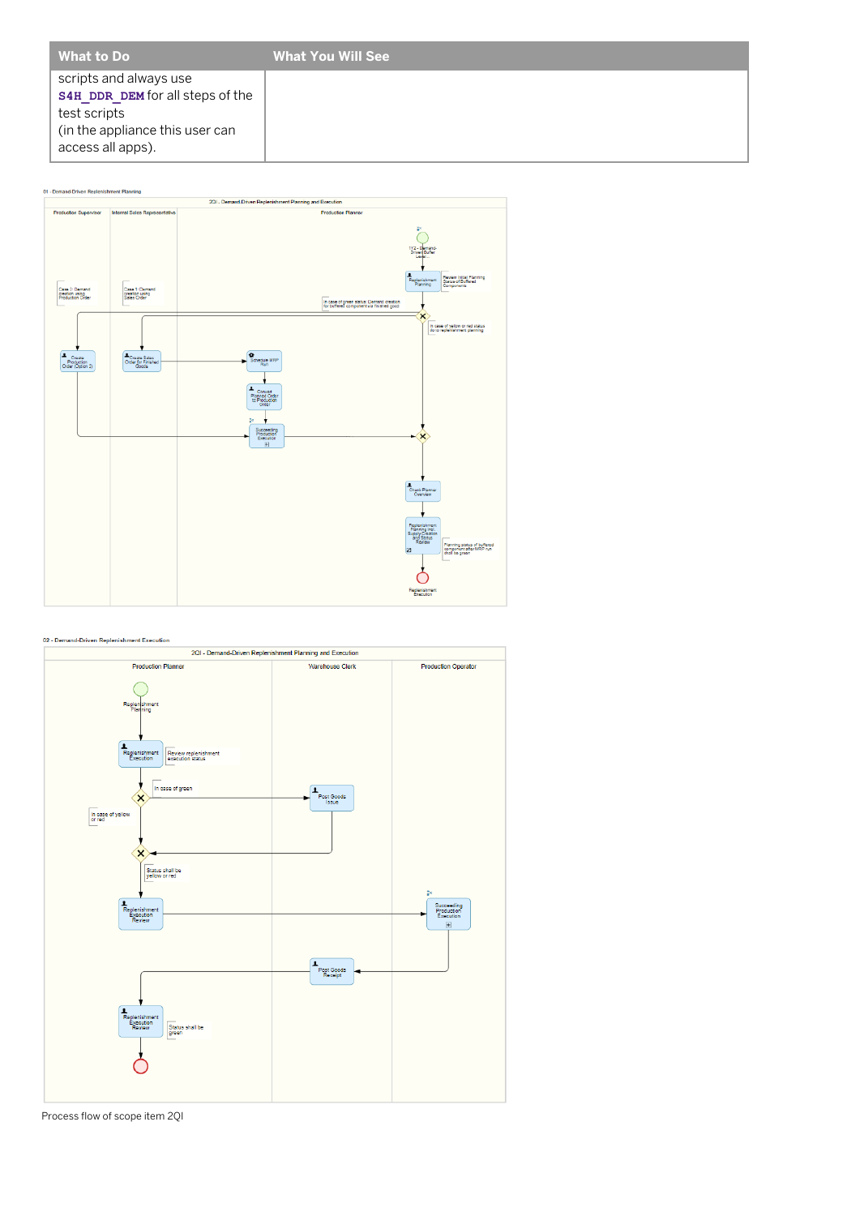| What to Do | What You Will See |
| --- | --- |
| scripts and always use **S4H_DDR_DEM** for all steps of the test scripts (in the appliance this user can access all apps). | |

01 - Demand-Driven Replenishment Planning

2QI - Demand-Driven Replenishment Planning and Execution

Production Supervisor

Internal Sales Representative

Production Planner

1Y2 - Demand-Driven Buffer Level...

Replenishment Planning

Review Initial Planning Status of Buffered Components

Case 2: Demand creation using Production Order

Case 1: Demand creation using Sales Order

In case of green status: Demand creation for buffered components's finished good

In case of yellow or red status do to replenishment planning

Create Production Order (Option 2)

Create Sales Order for Finished Goods

Schedule MRP Run

Convert Planned Order to Production Order

Succeeding Production Execution

Check Planner Overview

Replenishment Planning incl. Supply Creation and Status Review

Planning status of buffered components after MRP run shall be green

Replenishment Execution

02 - Demand-Driven Replenishment Execution

2QI - Demand-Driven Replenishment Planning and Execution

Production Planner

Warehouse Clerk

Production Operator

Replenishment Planning

Replenishment Execution

Review replenishment execution status

In case of green

Post Goods Issue

In case of yellow or red

Status shall be yellow or red

Replenishment Execution Review

Succeeding Production Execution

Post Goods Receipt

Replenishment Execution Review

Status shall be green

Process flow of scope item 2QI